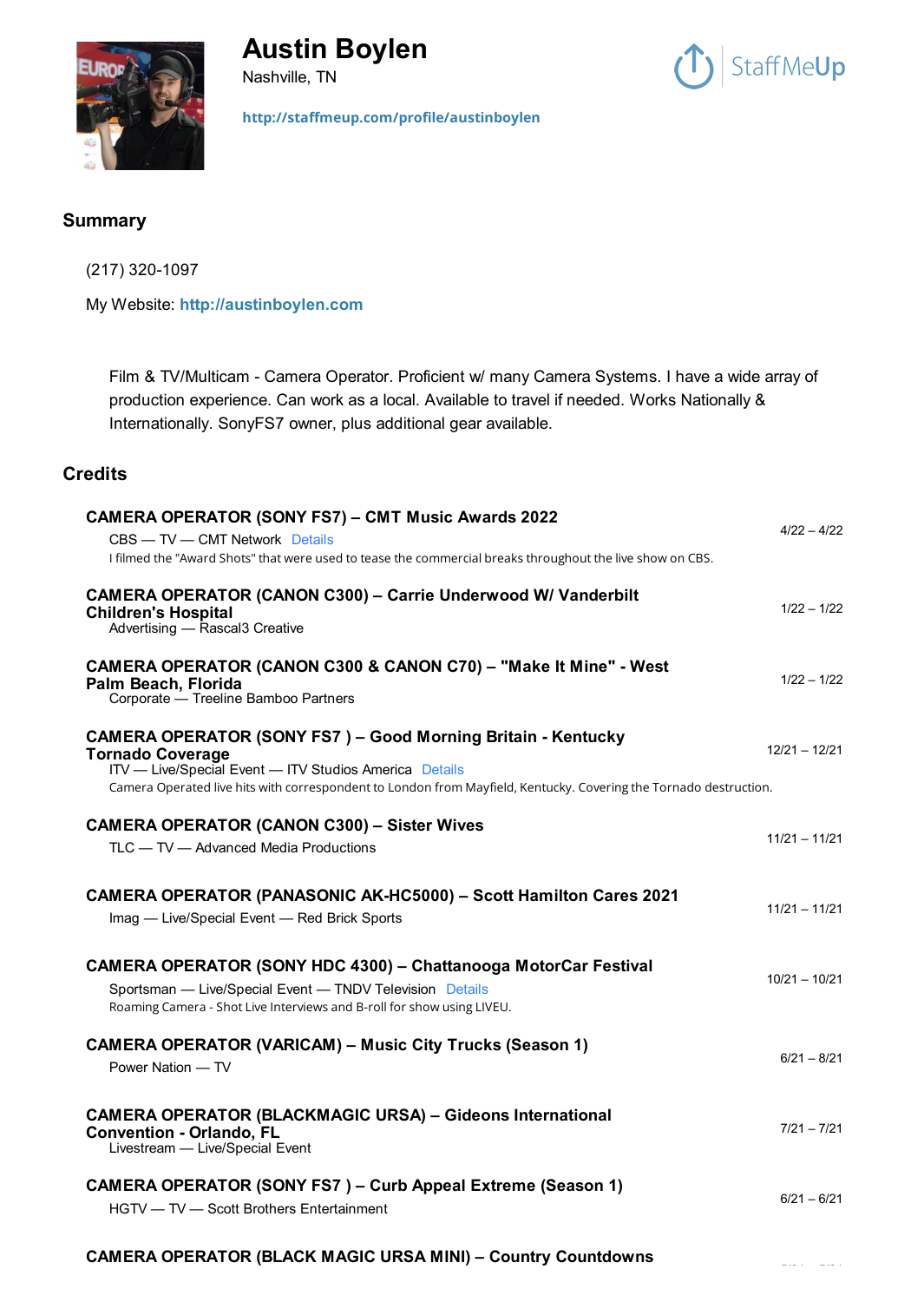# Austin Boylen

Nashville, TN

StaffMeUp

**http://staffmeup.com/profile/austinboylen**

## Summary

(217) 320-1097

My Website: **http://austinboylen.com**

Film & TV/Multicam - Camera Operator. Proficient w/ many Camera Systems. I have a wide array of production experience. Can work as a local. Available to travel if needed. Works Nationally & Internationally. SonyFS7 owner, plus additional gear available.

## Credits

**CAMERA OPERATOR (SONY FS7) – CMT Music Awards 2022** — 4/22 – 4/22
CBS — TV — CMT Network Details
I filmed the "Award Shots" that were used to tease the commercial breaks throughout the live show on CBS.

**CAMERA OPERATOR (CANON C300) – Carrie Underwood W/ Vanderbilt Children's Hospital** — 1/22 – 1/22
Advertising — Rascal3 Creative

**CAMERA OPERATOR (CANON C300 & CANON C70) – "Make It Mine" - West Palm Beach, Florida** — 1/22 – 1/22
Corporate — Treeline Bamboo Partners

**CAMERA OPERATOR (SONY FS7 ) – Good Morning Britain - Kentucky Tornado Coverage** — 12/21 – 12/21
ITV — Live/Special Event — ITV Studios America Details
Camera Operated live hits with correspondent to London from Mayfield, Kentucky. Covering the Tornado destruction.

**CAMERA OPERATOR (CANON C300) – Sister Wives** — 11/21 – 11/21
TLC — TV — Advanced Media Productions

**CAMERA OPERATOR (PANASONIC AK-HC5000) – Scott Hamilton Cares 2021** — 11/21 – 11/21
Imag — Live/Special Event — Red Brick Sports

**CAMERA OPERATOR (SONY HDC 4300) – Chattanooga MotorCar Festival** — 10/21 – 10/21
Sportsman — Live/Special Event — TNDV Television Details
Roaming Camera - Shot Live Interviews and B-roll for show using LIVEU.

**CAMERA OPERATOR (VARICAM) – Music City Trucks (Season 1)** — 6/21 – 8/21
Power Nation — TV

**CAMERA OPERATOR (BLACKMAGIC URSA) – Gideons International Convention - Orlando, FL** — 7/21 – 7/21
Livestream — Live/Special Event

**CAMERA OPERATOR (SONY FS7 ) – Curb Appeal Extreme (Season 1)** — 6/21 – 6/21
HGTV — TV — Scott Brothers Entertainment

**CAMERA OPERATOR (BLACK MAGIC URSA MINI) – Country Countdowns**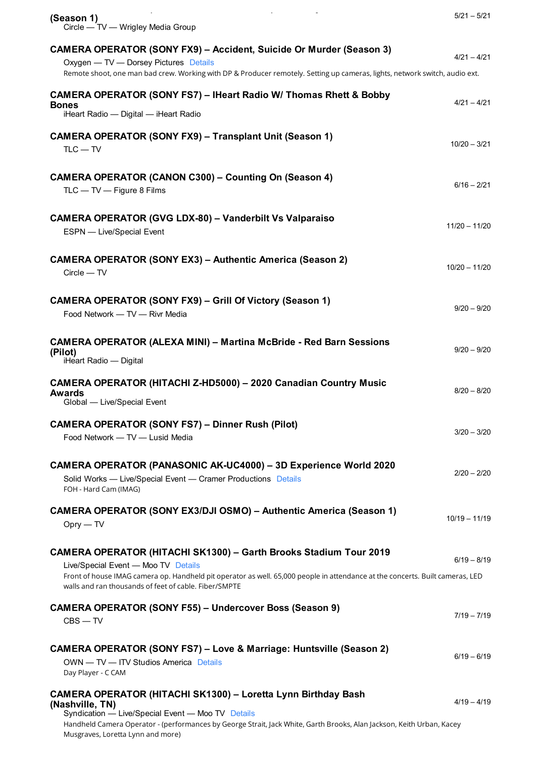**(Season 1)**
Circle — TV — Wrigley Media Group
5/21 – 5/21

**CAMERA OPERATOR (SONY FX9) – Accident, Suicide Or Murder (Season 3)**
Oxygen — TV — Dorsey Pictures Details
Remote shoot, one man bad crew. Working with DP & Producer remotely. Setting up cameras, lights, network switch, audio ext.
4/21 – 4/21

**CAMERA OPERATOR (SONY FS7) – IHeart Radio W/ Thomas Rhett & Bobby Bones**
iHeart Radio — Digital — iHeart Radio
4/21 – 4/21

**CAMERA OPERATOR (SONY FX9) – Transplant Unit (Season 1)**
TLC — TV
10/20 – 3/21

**CAMERA OPERATOR (CANON C300) – Counting On (Season 4)**
TLC — TV — Figure 8 Films
6/16 – 2/21

**CAMERA OPERATOR (GVG LDX-80) – Vanderbilt Vs Valparaiso**
ESPN — Live/Special Event
11/20 – 11/20

**CAMERA OPERATOR (SONY EX3) – Authentic America (Season 2)**
Circle — TV
10/20 – 11/20

**CAMERA OPERATOR (SONY FX9) – Grill Of Victory (Season 1)**
Food Network — TV — Rivr Media
9/20 – 9/20

**CAMERA OPERATOR (ALEXA MINI) – Martina McBride - Red Barn Sessions (Pilot)**
iHeart Radio — Digital
9/20 – 9/20

**CAMERA OPERATOR (HITACHI Z-HD5000) – 2020 Canadian Country Music Awards**
Global — Live/Special Event
8/20 – 8/20

**CAMERA OPERATOR (SONY FS7) – Dinner Rush (Pilot)**
Food Network — TV — Lusid Media
3/20 – 3/20

**CAMERA OPERATOR (PANASONIC AK-UC4000) – 3D Experience World 2020**
Solid Works — Live/Special Event — Cramer Productions Details
FOH - Hard Cam (IMAG)
2/20 – 2/20

**CAMERA OPERATOR (SONY EX3/DJI OSMO) – Authentic America (Season 1)**
Opry — TV
10/19 – 11/19

**CAMERA OPERATOR (HITACHI SK1300) – Garth Brooks Stadium Tour 2019**
Live/Special Event — Moo TV Details
Front of house IMAG camera op. Handheld pit operator as well. 65,000 people in attendance at the concerts. Built cameras, LED walls and ran thousands of feet of cable. Fiber/SMPTE
6/19 – 8/19

**CAMERA OPERATOR (SONY F55) – Undercover Boss (Season 9)**
CBS — TV
7/19 – 7/19

**CAMERA OPERATOR (SONY FS7) – Love & Marriage: Huntsville (Season 2)**
OWN — TV — ITV Studios America Details
Day Player - C CAM
6/19 – 6/19

**CAMERA OPERATOR (HITACHI SK1300) – Loretta Lynn Birthday Bash (Nashville, TN)**
Syndication — Live/Special Event — Moo TV Details
Handheld Camera Operator - (performances by George Strait, Jack White, Garth Brooks, Alan Jackson, Keith Urban, Kacey Musgraves, Loretta Lynn and more)
4/19 – 4/19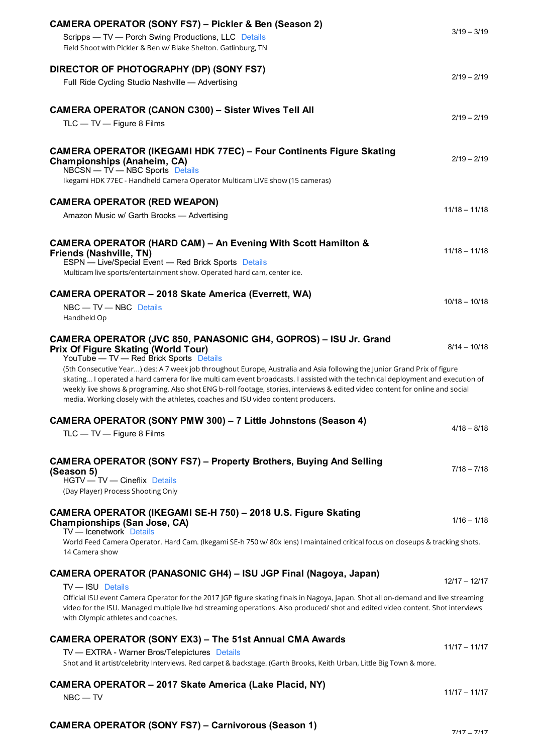### CAMERA OPERATOR (SONY FS7) – Pickler & Ben (Season 2)

3/19 – 3/19

Scripps — TV — Porch Swing Productions, LLC Details

Field Shoot with Pickler & Ben w/ Blake Shelton. Gatlinburg, TN

### DIRECTOR OF PHOTOGRAPHY (DP) (SONY FS7)

2/19 – 2/19

Full Ride Cycling Studio Nashville — Advertising

### CAMERA OPERATOR (CANON C300) – Sister Wives Tell All

2/19 – 2/19

TLC — TV — Figure 8 Films

### CAMERA OPERATOR (IKEGAMI HDK 77EC) – Four Continents Figure Skating Championships (Anaheim, CA)

2/19 – 2/19

NBCSN — TV — NBC Sports Details

Ikegami HDK 77EC - Handheld Camera Operator Multicam LIVE show (15 cameras)

### CAMERA OPERATOR (RED WEAPON)

11/18 – 11/18

Amazon Music w/ Garth Brooks — Advertising

### CAMERA OPERATOR (HARD CAM) – An Evening With Scott Hamilton & Friends (Nashville, TN)

11/18 – 11/18

ESPN — Live/Special Event — Red Brick Sports Details

Multicam live sports/entertainment show. Operated hard cam, center ice.

### CAMERA OPERATOR – 2018 Skate America (Everrett, WA)

10/18 – 10/18

NBC — TV — NBC Details

Handheld Op

### CAMERA OPERATOR (JVC 850, PANASONIC GH4, GOPROS) – ISU Jr. Grand Prix Of Figure Skating (World Tour)

8/14 – 10/18

YouTube — TV — Red Brick Sports Details

(5th Consecutive Year...) des: A 7 week job throughout Europe, Australia and Asia following the Junior Grand Prix of figure skating... I operated a hard camera for live multi cam event broadcasts. I assisted with the technical deployment and execution of weekly live shows & programing. Also shot ENG b-roll footage, stories, interviews & edited video content for online and social media. Working closely with the athletes, coaches and ISU video content producers.

### CAMERA OPERATOR (SONY PMW 300) – 7 Little Johnstons (Season 4)

4/18 – 8/18

TLC — TV — Figure 8 Films

### CAMERA OPERATOR (SONY FS7) – Property Brothers, Buying And Selling (Season 5)

7/18 – 7/18

HGTV — TV — Cineflix Details

(Day Player) Process Shooting Only

### CAMERA OPERATOR (IKEGAMI SE-H 750) – 2018 U.S. Figure Skating Championships (San Jose, CA)

1/16 – 1/18

TV — Icenetwork Details

World Feed Camera Operator. Hard Cam. (Ikegami SE-h 750 w/ 80x lens) I maintained critical focus on closeups & tracking shots. 14 Camera show

### CAMERA OPERATOR (PANASONIC GH4) – ISU JGP Final (Nagoya, Japan)

12/17 – 12/17

TV — ISU Details

Official ISU event Camera Operator for the 2017 JGP figure skating finals in Nagoya, Japan. Shot all on-demand and live streaming video for the ISU. Managed multiple live hd streaming operations. Also produced/ shot and edited video content. Shot interviews with Olympic athletes and coaches.

### CAMERA OPERATOR (SONY EX3) – The 51st Annual CMA Awards

11/17 – 11/17

TV — EXTRA - Warner Bros/Telepictures Details

Shot and lit artist/celebrity Interviews. Red carpet & backstage. (Garth Brooks, Keith Urban, Little Big Town & more.

### CAMERA OPERATOR – 2017 Skate America (Lake Placid, NY)

11/17 – 11/17

NBC — TV

### CAMERA OPERATOR (SONY FS7) – Carnivorous (Season 1)

7/17 – 7/17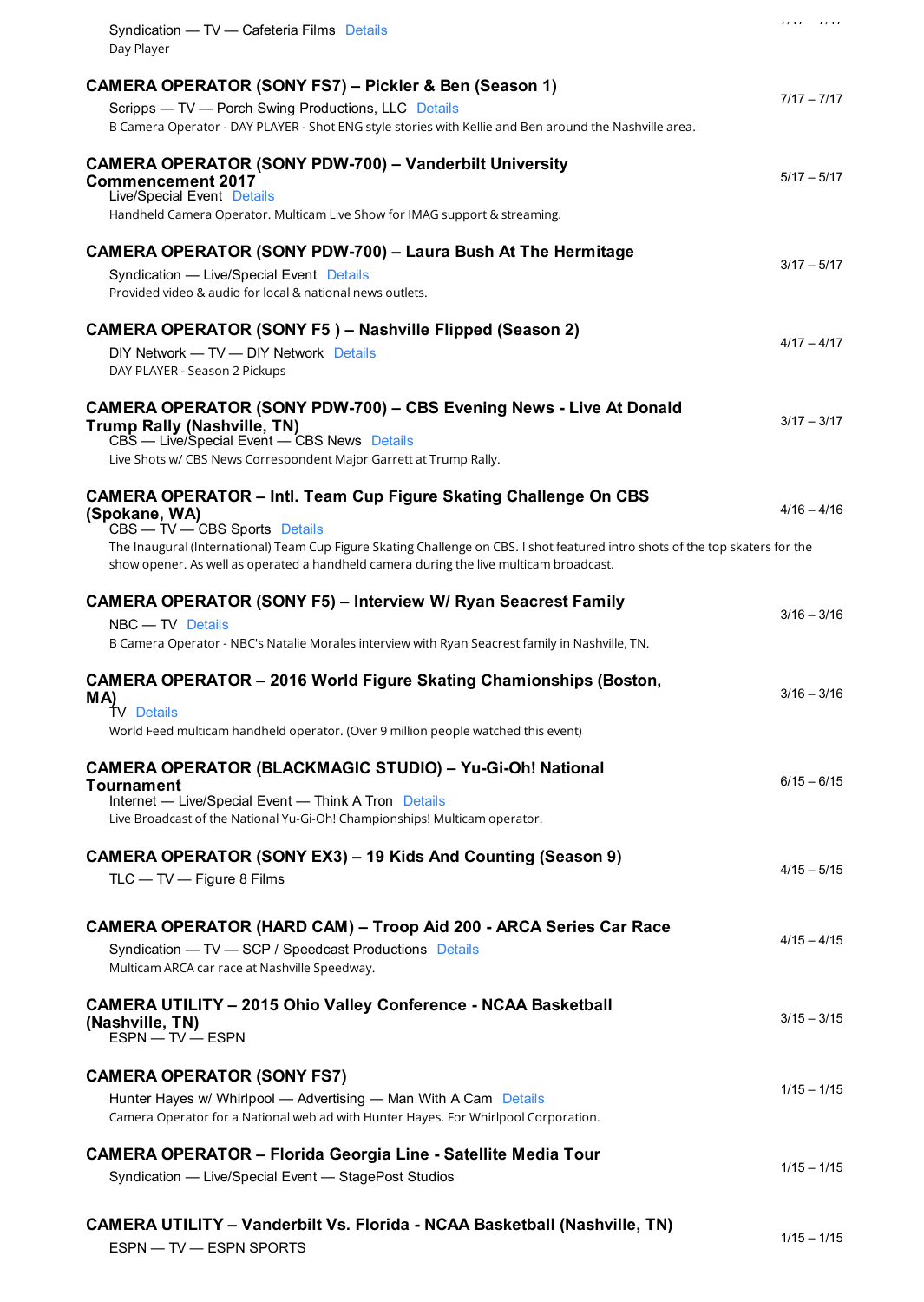Syndication — TV — Cafeteria Films Details
Day Player

### CAMERA OPERATOR (SONY FS7) – Pickler & Ben (Season 1)

7/17 – 7/17

Scripps — TV — Porch Swing Productions, LLC Details
B Camera Operator - DAY PLAYER - Shot ENG style stories with Kellie and Ben around the Nashville area.

### CAMERA OPERATOR (SONY PDW-700) – Vanderbilt University Commencement 2017

5/17 – 5/17

Live/Special Event Details
Handheld Camera Operator. Multicam Live Show for IMAG support & streaming.

### CAMERA OPERATOR (SONY PDW-700) – Laura Bush At The Hermitage

3/17 – 5/17

Syndication — Live/Special Event Details
Provided video & audio for local & national news outlets.

### CAMERA OPERATOR (SONY F5 ) – Nashville Flipped (Season 2)

4/17 – 4/17

DIY Network — TV — DIY Network Details
DAY PLAYER - Season 2 Pickups

### CAMERA OPERATOR (SONY PDW-700) – CBS Evening News - Live At Donald Trump Rally (Nashville, TN)

3/17 – 3/17

CBS — Live/Special Event — CBS News Details
Live Shots w/ CBS News Correspondent Major Garrett at Trump Rally.

### CAMERA OPERATOR – Intl. Team Cup Figure Skating Challenge On CBS (Spokane, WA)

4/16 – 4/16

CBS — TV — CBS Sports Details
The Inaugural (International) Team Cup Figure Skating Challenge on CBS. I shot featured intro shots of the top skaters for the show opener. As well as operated a handheld camera during the live multicam broadcast.

### CAMERA OPERATOR (SONY F5) – Interview W/ Ryan Seacrest Family

3/16 – 3/16

NBC — TV Details
B Camera Operator - NBC's Natalie Morales interview with Ryan Seacrest family in Nashville, TN.

### CAMERA OPERATOR – 2016 World Figure Skating Chamionships (Boston, MA)

3/16 – 3/16

TV Details
World Feed multicam handheld operator. (Over 9 million people watched this event)

### CAMERA OPERATOR (BLACKMAGIC STUDIO) – Yu-Gi-Oh! National Tournament

6/15 – 6/15

Internet — Live/Special Event — Think A Tron Details
Live Broadcast of the National Yu-Gi-Oh! Championships! Multicam operator.

### CAMERA OPERATOR (SONY EX3) – 19 Kids And Counting (Season 9)

4/15 – 5/15

TLC — TV — Figure 8 Films

### CAMERA OPERATOR (HARD CAM) – Troop Aid 200 - ARCA Series Car Race

4/15 – 4/15

Syndication — TV — SCP / Speedcast Productions Details
Multicam ARCA car race at Nashville Speedway.

### CAMERA UTILITY – 2015 Ohio Valley Conference - NCAA Basketball (Nashville, TN)

3/15 – 3/15

ESPN — TV — ESPN

### CAMERA OPERATOR (SONY FS7)

1/15 – 1/15

Hunter Hayes w/ Whirlpool — Advertising — Man With A Cam Details
Camera Operator for a National web ad with Hunter Hayes. For Whirlpool Corporation.

### CAMERA OPERATOR – Florida Georgia Line - Satellite Media Tour

1/15 – 1/15

Syndication — Live/Special Event — StagePost Studios

### CAMERA UTILITY – Vanderbilt Vs. Florida - NCAA Basketball (Nashville, TN)

1/15 – 1/15

ESPN — TV — ESPN SPORTS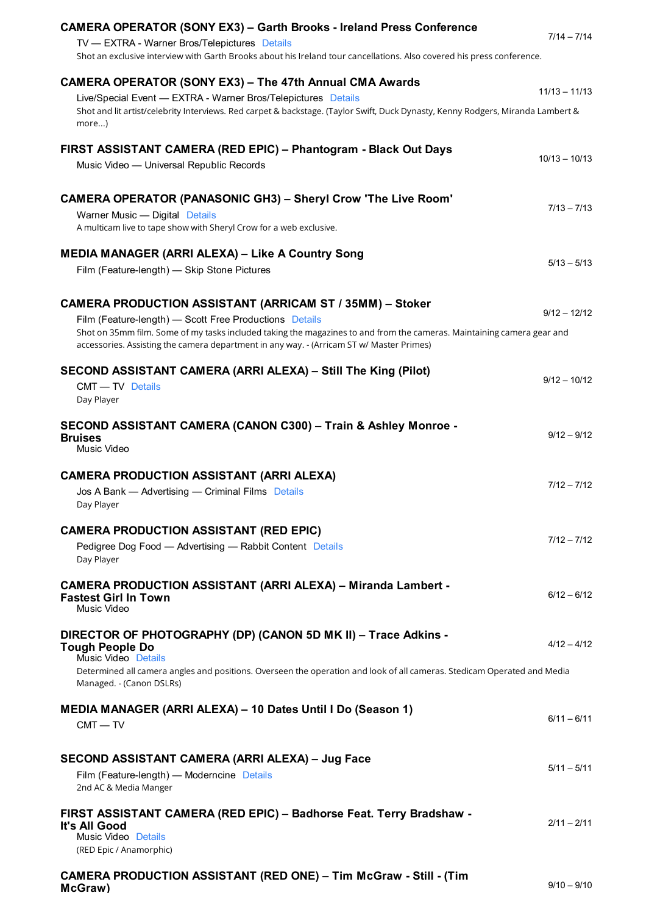### CAMERA OPERATOR (SONY EX3) – Garth Brooks - Ireland Press Conference

7/14 – 7/14

TV — EXTRA - Warner Bros/Telepictures Details

Shot an exclusive interview with Garth Brooks about his Ireland tour cancellations. Also covered his press conference.

### CAMERA OPERATOR (SONY EX3) – The 47th Annual CMA Awards

11/13 – 11/13

Live/Special Event — EXTRA - Warner Bros/Telepictures Details

Shot and lit artist/celebrity Interviews. Red carpet & backstage. (Taylor Swift, Duck Dynasty, Kenny Rodgers, Miranda Lambert & more...)

### FIRST ASSISTANT CAMERA (RED EPIC) – Phantogram - Black Out Days

10/13 – 10/13

Music Video — Universal Republic Records

### CAMERA OPERATOR (PANASONIC GH3) – Sheryl Crow 'The Live Room'

7/13 – 7/13

Warner Music — Digital Details

A multicam live to tape show with Sheryl Crow for a web exclusive.

### MEDIA MANAGER (ARRI ALEXA) – Like A Country Song

5/13 – 5/13

Film (Feature-length) — Skip Stone Pictures

### CAMERA PRODUCTION ASSISTANT (ARRICAM ST / 35MM) – Stoker

9/12 – 12/12

Film (Feature-length) — Scott Free Productions Details

Shot on 35mm film. Some of my tasks included taking the magazines to and from the cameras. Maintaining camera gear and accessories. Assisting the camera department in any way. - (Arricam ST w/ Master Primes)

### SECOND ASSISTANT CAMERA (ARRI ALEXA) – Still The King (Pilot)

9/12 – 10/12

CMT — TV Details

Day Player

### SECOND ASSISTANT CAMERA (CANON C300) – Train & Ashley Monroe - Bruises

9/12 – 9/12

Music Video

### CAMERA PRODUCTION ASSISTANT (ARRI ALEXA)

7/12 – 7/12

Jos A Bank — Advertising — Criminal Films Details

Day Player

### CAMERA PRODUCTION ASSISTANT (RED EPIC)

7/12 – 7/12

Pedigree Dog Food — Advertising — Rabbit Content Details

Day Player

### CAMERA PRODUCTION ASSISTANT (ARRI ALEXA) – Miranda Lambert - Fastest Girl In Town

6/12 – 6/12

Music Video

### DIRECTOR OF PHOTOGRAPHY (DP) (CANON 5D MK II) – Trace Adkins - Tough People Do

4/12 – 4/12

Music Video Details

Determined all camera angles and positions. Overseen the operation and look of all cameras. Stedicam Operated and Media Managed. - (Canon DSLRs)

### MEDIA MANAGER (ARRI ALEXA) – 10 Dates Until I Do (Season 1)

6/11 – 6/11

CMT — TV

### SECOND ASSISTANT CAMERA (ARRI ALEXA) – Jug Face

5/11 – 5/11

Film (Feature-length) — Moderncine Details

2nd AC & Media Manger

### FIRST ASSISTANT CAMERA (RED EPIC) – Badhorse Feat. Terry Bradshaw - It's All Good

2/11 – 2/11

Music Video Details

(RED Epic / Anamorphic)

### CAMERA PRODUCTION ASSISTANT (RED ONE) – Tim McGraw - Still - (Tim McGraw)

9/10 – 9/10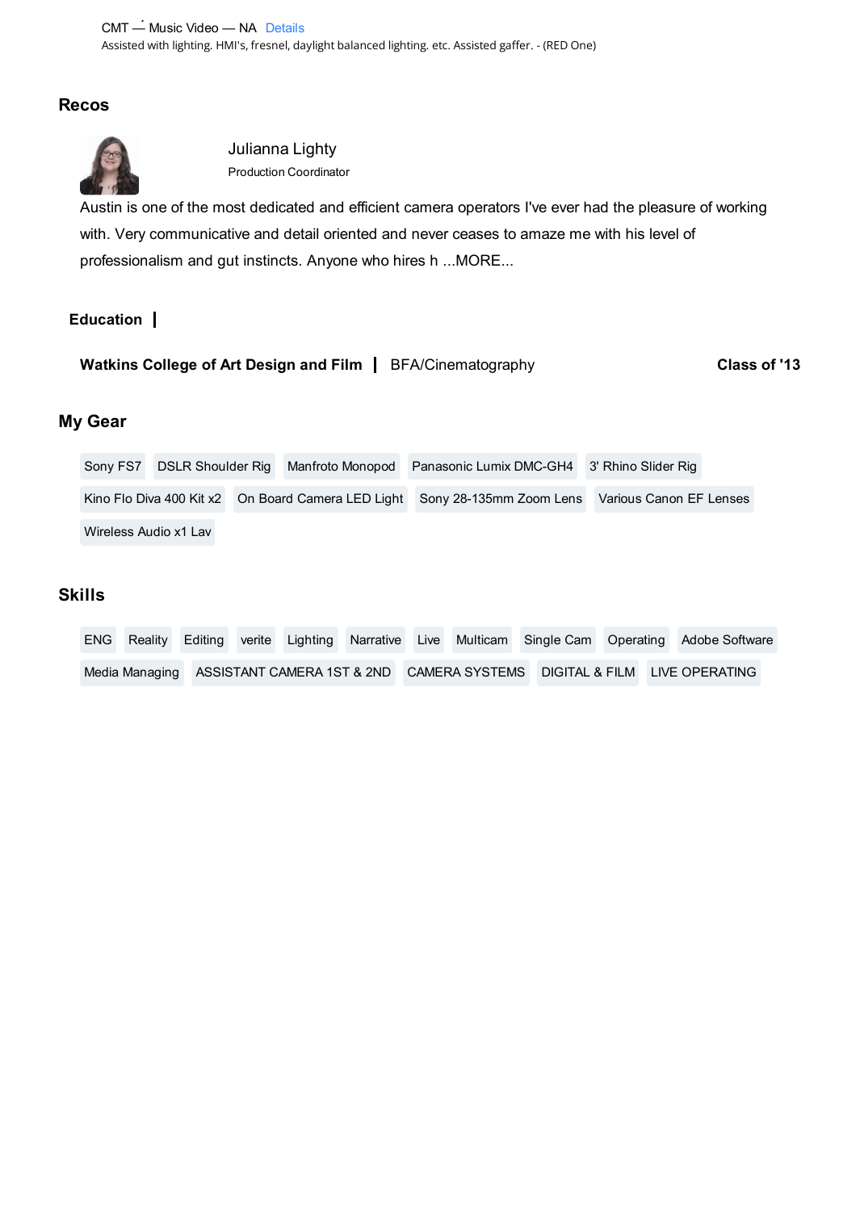CMT — Music Video — NA Details
Assisted with lighting. HMI's, fresnel, daylight balanced lighting. etc. Assisted gaffer. - (RED One)

## Recos

Julianna Lighty
Production Coordinator

Austin is one of the most dedicated and efficient camera operators I've ever had the pleasure of working with. Very communicative and detail oriented and never ceases to amaze me with his level of professionalism and gut instincts. Anyone who hires h ...MORE...

## Education

**Watkins College of Art Design and Film** | BFA/Cinematography **Class of '13**

## My Gear

- Sony FS7
- DSLR Shoulder Rig
- Manfroto Monopod
- Panasonic Lumix DMC-GH4
- 3' Rhino Slider Rig
- Kino Flo Diva 400 Kit x2
- On Board Camera LED Light
- Sony 28-135mm Zoom Lens
- Various Canon EF Lenses
- Wireless Audio x1 Lav

## Skills

- ENG
- Reality
- Editing
- verite
- Lighting
- Narrative
- Live
- Multicam
- Single Cam
- Operating
- Adobe Software
- Media Managing
- ASSISTANT CAMERA 1ST & 2ND
- CAMERA SYSTEMS
- DIGITAL & FILM
- LIVE OPERATING